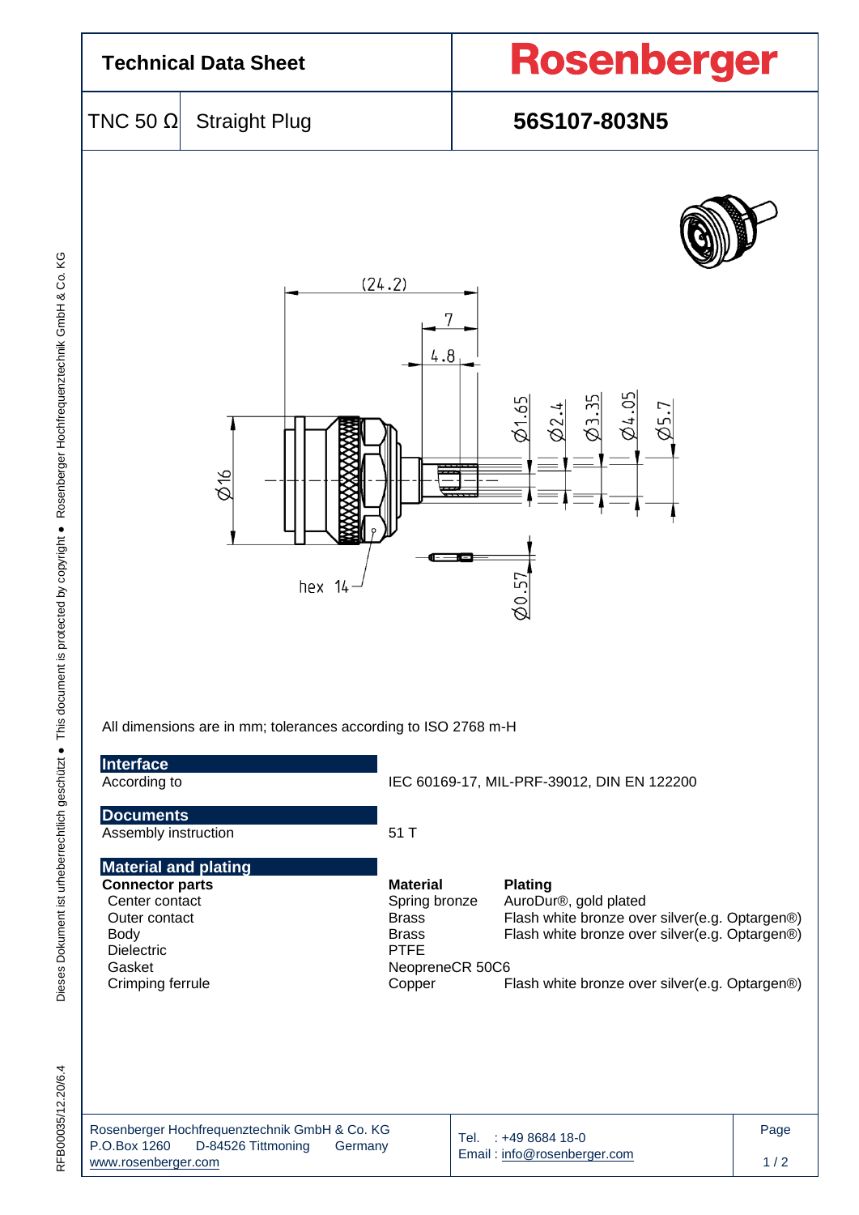# Technical Data Sheet

**Rosenberger**

| TNC 50 Ω | Straight Plug | **56S107-803N5** |
|---|---|---|

All dimensions are in mm; tolerances according to ISO 2768 m-H

## Interface

| | |
|---|---|
| According to | IEC 60169-17, MIL-PRF-39012, DIN EN 122200 |

## Documents

| | |
|---|---|
| Assembly instruction | 51 T |

## Material and plating

| **Connector parts** | **Material** | **Plating** |
|---|---|---|
| Center contact | Spring bronze | AuroDur®, gold plated |
| Outer contact | Brass | Flash white bronze over silver(e.g. Optargen®) |
| Body | Brass | Flash white bronze over silver(e.g. Optargen®) |
| Dielectric | PTFE | |
| Gasket | NeopreneCR 50C6 | |
| Crimping ferrule | Copper | Flash white bronze over silver(e.g. Optargen®) |

Rosenberger Hochfrequenztechnik GmbH & Co. KG
P.O.Box 1260 D-84526 Tittmoning Germany
www.rosenberger.com

Tel. : +49 8684 18-0
Email : info@rosenberger.com

RFB00035/12.20/6.4

Dieses Dokument ist urheberrechtlich geschützt ● This document is protected by copyright ● Rosenberger Hochfrequenztechnik GmbH & Co. KG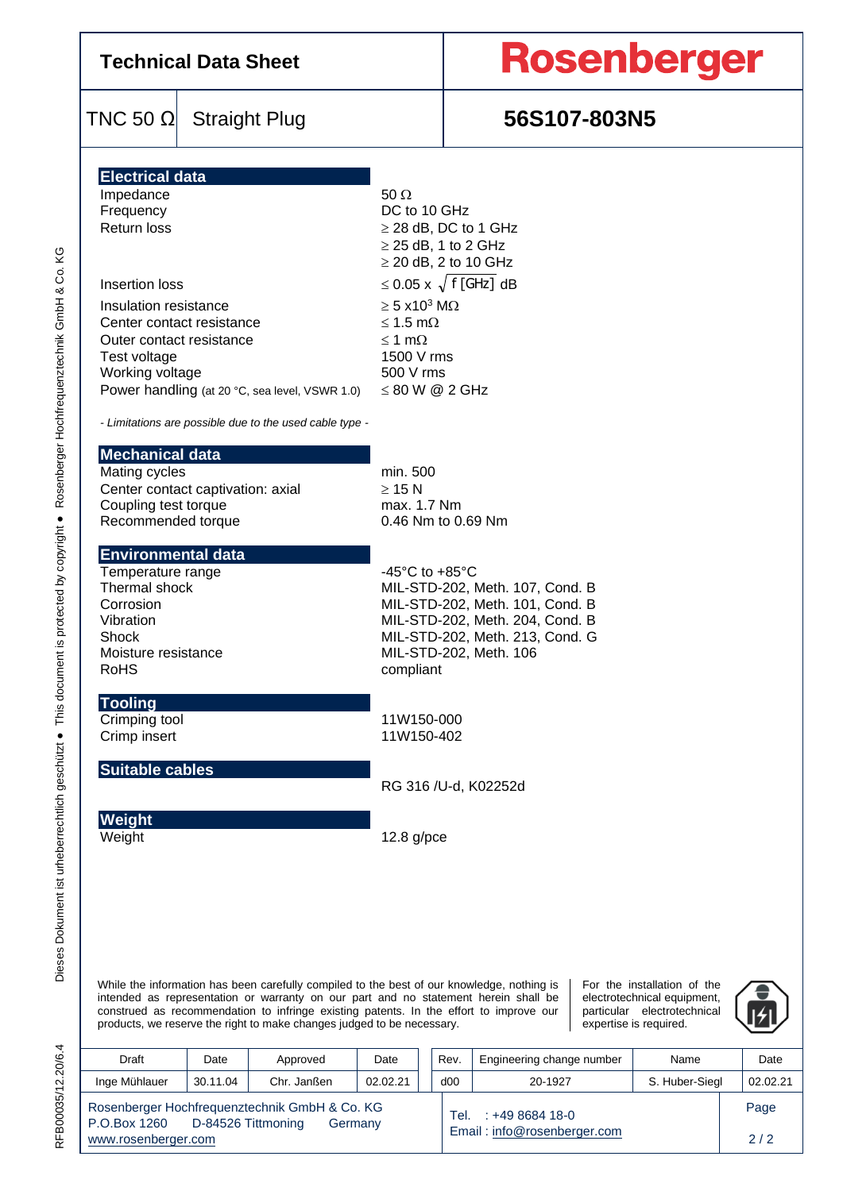# Technical Data Sheet

**Rosenberger**

TNC 50 Ω | Straight Plug

**56S107-803N5**

## Electrical data

| | |
|---|---|
| Impedance | 50 Ω |
| Frequency | DC to 10 GHz |
| Return loss | ≥ 28 dB, DC to 1 GHz |
| | ≥ 25 dB, 1 to 2 GHz |
| | ≥ 20 dB, 2 to 10 GHz |
| Insertion loss | $\leq 0.05 \times \sqrt{f\,[\mathrm{GHz}]}$ dB |
| Insulation resistance | $\geq 5 \times 10^3$ MΩ |
| Center contact resistance | ≤ 1.5 mΩ |
| Outer contact resistance | ≤ 1 mΩ |
| Test voltage | 1500 V rms |
| Working voltage | 500 V rms |
| Power handling (at 20 °C, sea level, VSWR 1.0) | ≤ 80 W @ 2 GHz |

*- Limitations are possible due to the used cable type -*

## Mechanical data

| | |
|---|---|
| Mating cycles | min. 500 |
| Center contact captivation: axial | ≥ 15 N |
| Coupling test torque | max. 1.7 Nm |
| Recommended torque | 0.46 Nm to 0.69 Nm |

## Environmental data

| | |
|---|---|
| Temperature range | -45°C to +85°C |
| Thermal shock | MIL-STD-202, Meth. 107, Cond. B |
| Corrosion | MIL-STD-202, Meth. 101, Cond. B |
| Vibration | MIL-STD-202, Meth. 204, Cond. B |
| Shock | MIL-STD-202, Meth. 213, Cond. G |
| Moisture resistance | MIL-STD-202, Meth. 106 |
| RoHS | compliant |

## Tooling

| | |
|---|---|
| Crimping tool | 11W150-000 |
| Crimp insert | 11W150-402 |

## Suitable cables

RG 316 /U-d, K02252d

## Weight

| | |
|---|---|
| Weight | 12.8 g/pce |

While the information has been carefully compiled to the best of our knowledge, nothing is intended as representation or warranty on our part and no statement herein shall be construed as recommendation to infringe existing patents. In the effort to improve our products, we reserve the right to make changes judged to be necessary.

For the installation of the electrotechnical equipment, particular electrotechnical expertise is required.

| Draft | Date | Approved | Date | Rev. | Engineering change number | Name | Date |
|---|---|---|---|---|---|---|---|
| Inge Mühlauer | 30.11.04 | Chr. Janßen | 02.02.21 | d00 | 20-1927 | S. Huber-Siegl | 02.02.21 |

Rosenberger Hochfrequenztechnik GmbH & Co. KG
P.O.Box 1260 D-84526 Tittmoning Germany
www.rosenberger.com

Tel. : +49 8684 18-0
Email : info@rosenberger.com

RFB00035/12.20/6.4

Dieses Dokument ist urheberrechtlich geschützt • This document is protected by copyright • Rosenberger Hochfrequenztechnik GmbH & Co. KG